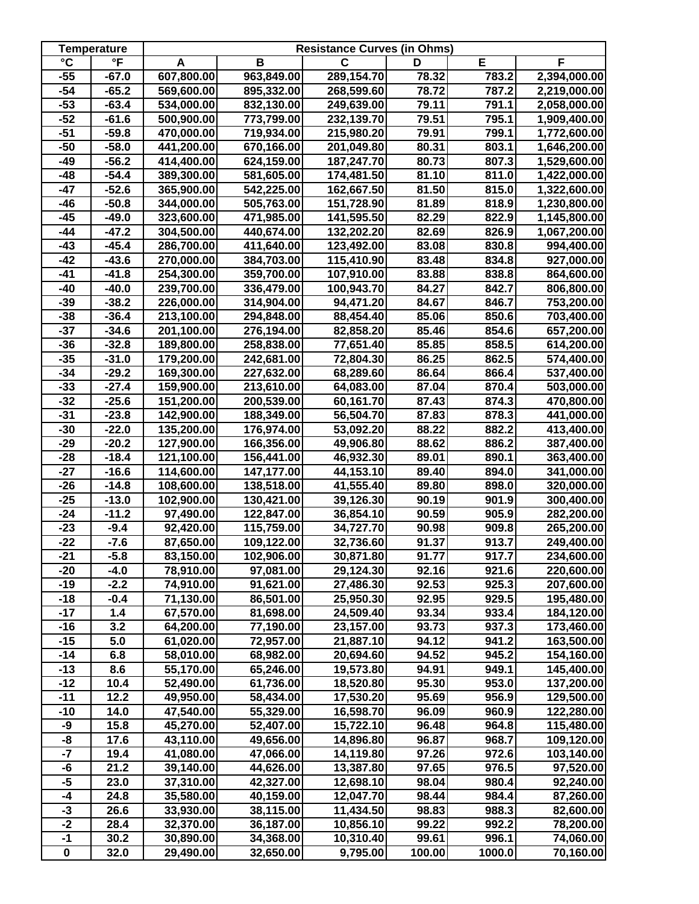| Temperature | | Resistance Curves (in Ohms) | | | | | |
|---|---|---|---|---|---|---|---|
| °C | °F | A | B | C | D | E | F |
| -55 | -67.0 | 607,800.00 | 963,849.00 | 289,154.70 | 78.32 | 783.2 | 2,394,000.00 |
| -54 | -65.2 | 569,600.00 | 895,332.00 | 268,599.60 | 78.72 | 787.2 | 2,219,000.00 |
| -53 | -63.4 | 534,000.00 | 832,130.00 | 249,639.00 | 79.11 | 791.1 | 2,058,000.00 |
| -52 | -61.6 | 500,900.00 | 773,799.00 | 232,139.70 | 79.51 | 795.1 | 1,909,400.00 |
| -51 | -59.8 | 470,000.00 | 719,934.00 | 215,980.20 | 79.91 | 799.1 | 1,772,600.00 |
| -50 | -58.0 | 441,200.00 | 670,166.00 | 201,049.80 | 80.31 | 803.1 | 1,646,200.00 |
| -49 | -56.2 | 414,400.00 | 624,159.00 | 187,247.70 | 80.73 | 807.3 | 1,529,600.00 |
| -48 | -54.4 | 389,300.00 | 581,605.00 | 174,481.50 | 81.10 | 811.0 | 1,422,000.00 |
| -47 | -52.6 | 365,900.00 | 542,225.00 | 162,667.50 | 81.50 | 815.0 | 1,322,600.00 |
| -46 | -50.8 | 344,000.00 | 505,763.00 | 151,728.90 | 81.89 | 818.9 | 1,230,800.00 |
| -45 | -49.0 | 323,600.00 | 471,985.00 | 141,595.50 | 82.29 | 822.9 | 1,145,800.00 |
| -44 | -47.2 | 304,500.00 | 440,674.00 | 132,202.20 | 82.69 | 826.9 | 1,067,200.00 |
| -43 | -45.4 | 286,700.00 | 411,640.00 | 123,492.00 | 83.08 | 830.8 | 994,400.00 |
| -42 | -43.6 | 270,000.00 | 384,703.00 | 115,410.90 | 83.48 | 834.8 | 927,000.00 |
| -41 | -41.8 | 254,300.00 | 359,700.00 | 107,910.00 | 83.88 | 838.8 | 864,600.00 |
| -40 | -40.0 | 239,700.00 | 336,479.00 | 100,943.70 | 84.27 | 842.7 | 806,800.00 |
| -39 | -38.2 | 226,000.00 | 314,904.00 | 94,471.20 | 84.67 | 846.7 | 753,200.00 |
| -38 | -36.4 | 213,100.00 | 294,848.00 | 88,454.40 | 85.06 | 850.6 | 703,400.00 |
| -37 | -34.6 | 201,100.00 | 276,194.00 | 82,858.20 | 85.46 | 854.6 | 657,200.00 |
| -36 | -32.8 | 189,800.00 | 258,838.00 | 77,651.40 | 85.85 | 858.5 | 614,200.00 |
| -35 | -31.0 | 179,200.00 | 242,681.00 | 72,804.30 | 86.25 | 862.5 | 574,400.00 |
| -34 | -29.2 | 169,300.00 | 227,632.00 | 68,289.60 | 86.64 | 866.4 | 537,400.00 |
| -33 | -27.4 | 159,900.00 | 213,610.00 | 64,083.00 | 87.04 | 870.4 | 503,000.00 |
| -32 | -25.6 | 151,200.00 | 200,539.00 | 60,161.70 | 87.43 | 874.3 | 470,800.00 |
| -31 | -23.8 | 142,900.00 | 188,349.00 | 56,504.70 | 87.83 | 878.3 | 441,000.00 |
| -30 | -22.0 | 135,200.00 | 176,974.00 | 53,092.20 | 88.22 | 882.2 | 413,400.00 |
| -29 | -20.2 | 127,900.00 | 166,356.00 | 49,906.80 | 88.62 | 886.2 | 387,400.00 |
| -28 | -18.4 | 121,100.00 | 156,441.00 | 46,932.30 | 89.01 | 890.1 | 363,400.00 |
| -27 | -16.6 | 114,600.00 | 147,177.00 | 44,153.10 | 89.40 | 894.0 | 341,000.00 |
| -26 | -14.8 | 108,600.00 | 138,518.00 | 41,555.40 | 89.80 | 898.0 | 320,000.00 |
| -25 | -13.0 | 102,900.00 | 130,421.00 | 39,126.30 | 90.19 | 901.9 | 300,400.00 |
| -24 | -11.2 | 97,490.00 | 122,847.00 | 36,854.10 | 90.59 | 905.9 | 282,200.00 |
| -23 | -9.4 | 92,420.00 | 115,759.00 | 34,727.70 | 90.98 | 909.8 | 265,200.00 |
| -22 | -7.6 | 87,650.00 | 109,122.00 | 32,736.60 | 91.37 | 913.7 | 249,400.00 |
| -21 | -5.8 | 83,150.00 | 102,906.00 | 30,871.80 | 91.77 | 917.7 | 234,600.00 |
| -20 | -4.0 | 78,910.00 | 97,081.00 | 29,124.30 | 92.16 | 921.6 | 220,600.00 |
| -19 | -2.2 | 74,910.00 | 91,621.00 | 27,486.30 | 92.53 | 925.3 | 207,600.00 |
| -18 | -0.4 | 71,130.00 | 86,501.00 | 25,950.30 | 92.95 | 929.5 | 195,480.00 |
| -17 | 1.4 | 67,570.00 | 81,698.00 | 24,509.40 | 93.34 | 933.4 | 184,120.00 |
| -16 | 3.2 | 64,200.00 | 77,190.00 | 23,157.00 | 93.73 | 937.3 | 173,460.00 |
| -15 | 5.0 | 61,020.00 | 72,957.00 | 21,887.10 | 94.12 | 941.2 | 163,500.00 |
| -14 | 6.8 | 58,010.00 | 68,982.00 | 20,694.60 | 94.52 | 945.2 | 154,160.00 |
| -13 | 8.6 | 55,170.00 | 65,246.00 | 19,573.80 | 94.91 | 949.1 | 145,400.00 |
| -12 | 10.4 | 52,490.00 | 61,736.00 | 18,520.80 | 95.30 | 953.0 | 137,200.00 |
| -11 | 12.2 | 49,950.00 | 58,434.00 | 17,530.20 | 95.69 | 956.9 | 129,500.00 |
| -10 | 14.0 | 47,540.00 | 55,329.00 | 16,598.70 | 96.09 | 960.9 | 122,280.00 |
| -9 | 15.8 | 45,270.00 | 52,407.00 | 15,722.10 | 96.48 | 964.8 | 115,480.00 |
| -8 | 17.6 | 43,110.00 | 49,656.00 | 14,896.80 | 96.87 | 968.7 | 109,120.00 |
| -7 | 19.4 | 41,080.00 | 47,066.00 | 14,119.80 | 97.26 | 972.6 | 103,140.00 |
| -6 | 21.2 | 39,140.00 | 44,626.00 | 13,387.80 | 97.65 | 976.5 | 97,520.00 |
| -5 | 23.0 | 37,310.00 | 42,327.00 | 12,698.10 | 98.04 | 980.4 | 92,240.00 |
| -4 | 24.8 | 35,580.00 | 40,159.00 | 12,047.70 | 98.44 | 984.4 | 87,260.00 |
| -3 | 26.6 | 33,930.00 | 38,115.00 | 11,434.50 | 98.83 | 988.3 | 82,600.00 |
| -2 | 28.4 | 32,370.00 | 36,187.00 | 10,856.10 | 99.22 | 992.2 | 78,200.00 |
| -1 | 30.2 | 30,890.00 | 34,368.00 | 10,310.40 | 99.61 | 996.1 | 74,060.00 |
| 0 | 32.0 | 29,490.00 | 32,650.00 | 9,795.00 | 100.00 | 1000.0 | 70,160.00 |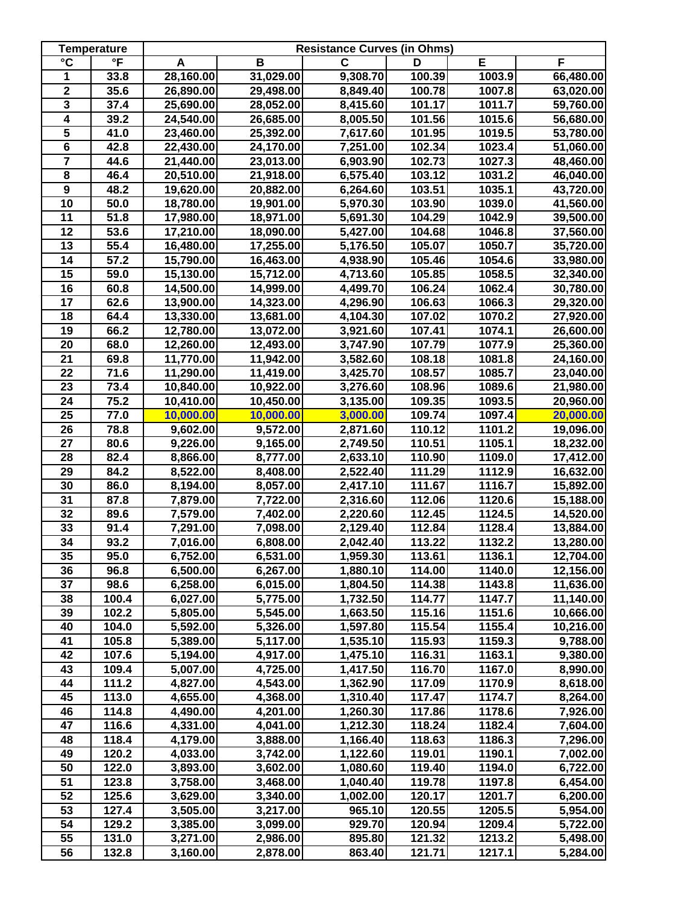| Temperature | | Resistance Curves (in Ohms) | | | | | |
|---|---|---|---|---|---|---|---|
| °C | °F | A | B | C | D | E | F |
| 1 | 33.8 | 28,160.00 | 31,029.00 | 9,308.70 | 100.39 | 1003.9 | 66,480.00 |
| 2 | 35.6 | 26,890.00 | 29,498.00 | 8,849.40 | 100.78 | 1007.8 | 63,020.00 |
| 3 | 37.4 | 25,690.00 | 28,052.00 | 8,415.60 | 101.17 | 1011.7 | 59,760.00 |
| 4 | 39.2 | 24,540.00 | 26,685.00 | 8,005.50 | 101.56 | 1015.6 | 56,680.00 |
| 5 | 41.0 | 23,460.00 | 25,392.00 | 7,617.60 | 101.95 | 1019.5 | 53,780.00 |
| 6 | 42.8 | 22,430.00 | 24,170.00 | 7,251.00 | 102.34 | 1023.4 | 51,060.00 |
| 7 | 44.6 | 21,440.00 | 23,013.00 | 6,903.90 | 102.73 | 1027.3 | 48,460.00 |
| 8 | 46.4 | 20,510.00 | 21,918.00 | 6,575.40 | 103.12 | 1031.2 | 46,040.00 |
| 9 | 48.2 | 19,620.00 | 20,882.00 | 6,264.60 | 103.51 | 1035.1 | 43,720.00 |
| 10 | 50.0 | 18,780.00 | 19,901.00 | 5,970.30 | 103.90 | 1039.0 | 41,560.00 |
| 11 | 51.8 | 17,980.00 | 18,971.00 | 5,691.30 | 104.29 | 1042.9 | 39,500.00 |
| 12 | 53.6 | 17,210.00 | 18,090.00 | 5,427.00 | 104.68 | 1046.8 | 37,560.00 |
| 13 | 55.4 | 16,480.00 | 17,255.00 | 5,176.50 | 105.07 | 1050.7 | 35,720.00 |
| 14 | 57.2 | 15,790.00 | 16,463.00 | 4,938.90 | 105.46 | 1054.6 | 33,980.00 |
| 15 | 59.0 | 15,130.00 | 15,712.00 | 4,713.60 | 105.85 | 1058.5 | 32,340.00 |
| 16 | 60.8 | 14,500.00 | 14,999.00 | 4,499.70 | 106.24 | 1062.4 | 30,780.00 |
| 17 | 62.6 | 13,900.00 | 14,323.00 | 4,296.90 | 106.63 | 1066.3 | 29,320.00 |
| 18 | 64.4 | 13,330.00 | 13,681.00 | 4,104.30 | 107.02 | 1070.2 | 27,920.00 |
| 19 | 66.2 | 12,780.00 | 13,072.00 | 3,921.60 | 107.41 | 1074.1 | 26,600.00 |
| 20 | 68.0 | 12,260.00 | 12,493.00 | 3,747.90 | 107.79 | 1077.9 | 25,360.00 |
| 21 | 69.8 | 11,770.00 | 11,942.00 | 3,582.60 | 108.18 | 1081.8 | 24,160.00 |
| 22 | 71.6 | 11,290.00 | 11,419.00 | 3,425.70 | 108.57 | 1085.7 | 23,040.00 |
| 23 | 73.4 | 10,840.00 | 10,922.00 | 3,276.60 | 108.96 | 1089.6 | 21,980.00 |
| 24 | 75.2 | 10,410.00 | 10,450.00 | 3,135.00 | 109.35 | 1093.5 | 20,960.00 |
| 25 | 77.0 | 10,000.00 | 10,000.00 | 3,000.00 | 109.74 | 1097.4 | 20,000.00 |
| 26 | 78.8 | 9,602.00 | 9,572.00 | 2,871.60 | 110.12 | 1101.2 | 19,096.00 |
| 27 | 80.6 | 9,226.00 | 9,165.00 | 2,749.50 | 110.51 | 1105.1 | 18,232.00 |
| 28 | 82.4 | 8,866.00 | 8,777.00 | 2,633.10 | 110.90 | 1109.0 | 17,412.00 |
| 29 | 84.2 | 8,522.00 | 8,408.00 | 2,522.40 | 111.29 | 1112.9 | 16,632.00 |
| 30 | 86.0 | 8,194.00 | 8,057.00 | 2,417.10 | 111.67 | 1116.7 | 15,892.00 |
| 31 | 87.8 | 7,879.00 | 7,722.00 | 2,316.60 | 112.06 | 1120.6 | 15,188.00 |
| 32 | 89.6 | 7,579.00 | 7,402.00 | 2,220.60 | 112.45 | 1124.5 | 14,520.00 |
| 33 | 91.4 | 7,291.00 | 7,098.00 | 2,129.40 | 112.84 | 1128.4 | 13,884.00 |
| 34 | 93.2 | 7,016.00 | 6,808.00 | 2,042.40 | 113.22 | 1132.2 | 13,280.00 |
| 35 | 95.0 | 6,752.00 | 6,531.00 | 1,959.30 | 113.61 | 1136.1 | 12,704.00 |
| 36 | 96.8 | 6,500.00 | 6,267.00 | 1,880.10 | 114.00 | 1140.0 | 12,156.00 |
| 37 | 98.6 | 6,258.00 | 6,015.00 | 1,804.50 | 114.38 | 1143.8 | 11,636.00 |
| 38 | 100.4 | 6,027.00 | 5,775.00 | 1,732.50 | 114.77 | 1147.7 | 11,140.00 |
| 39 | 102.2 | 5,805.00 | 5,545.00 | 1,663.50 | 115.16 | 1151.6 | 10,666.00 |
| 40 | 104.0 | 5,592.00 | 5,326.00 | 1,597.80 | 115.54 | 1155.4 | 10,216.00 |
| 41 | 105.8 | 5,389.00 | 5,117.00 | 1,535.10 | 115.93 | 1159.3 | 9,788.00 |
| 42 | 107.6 | 5,194.00 | 4,917.00 | 1,475.10 | 116.31 | 1163.1 | 9,380.00 |
| 43 | 109.4 | 5,007.00 | 4,725.00 | 1,417.50 | 116.70 | 1167.0 | 8,990.00 |
| 44 | 111.2 | 4,827.00 | 4,543.00 | 1,362.90 | 117.09 | 1170.9 | 8,618.00 |
| 45 | 113.0 | 4,655.00 | 4,368.00 | 1,310.40 | 117.47 | 1174.7 | 8,264.00 |
| 46 | 114.8 | 4,490.00 | 4,201.00 | 1,260.30 | 117.86 | 1178.6 | 7,926.00 |
| 47 | 116.6 | 4,331.00 | 4,041.00 | 1,212.30 | 118.24 | 1182.4 | 7,604.00 |
| 48 | 118.4 | 4,179.00 | 3,888.00 | 1,166.40 | 118.63 | 1186.3 | 7,296.00 |
| 49 | 120.2 | 4,033.00 | 3,742.00 | 1,122.60 | 119.01 | 1190.1 | 7,002.00 |
| 50 | 122.0 | 3,893.00 | 3,602.00 | 1,080.60 | 119.40 | 1194.0 | 6,722.00 |
| 51 | 123.8 | 3,758.00 | 3,468.00 | 1,040.40 | 119.78 | 1197.8 | 6,454.00 |
| 52 | 125.6 | 3,629.00 | 3,340.00 | 1,002.00 | 120.17 | 1201.7 | 6,200.00 |
| 53 | 127.4 | 3,505.00 | 3,217.00 | 965.10 | 120.55 | 1205.5 | 5,954.00 |
| 54 | 129.2 | 3,385.00 | 3,099.00 | 929.70 | 120.94 | 1209.4 | 5,722.00 |
| 55 | 131.0 | 3,271.00 | 2,986.00 | 895.80 | 121.32 | 1213.2 | 5,498.00 |
| 56 | 132.8 | 3,160.00 | 2,878.00 | 863.40 | 121.71 | 1217.1 | 5,284.00 |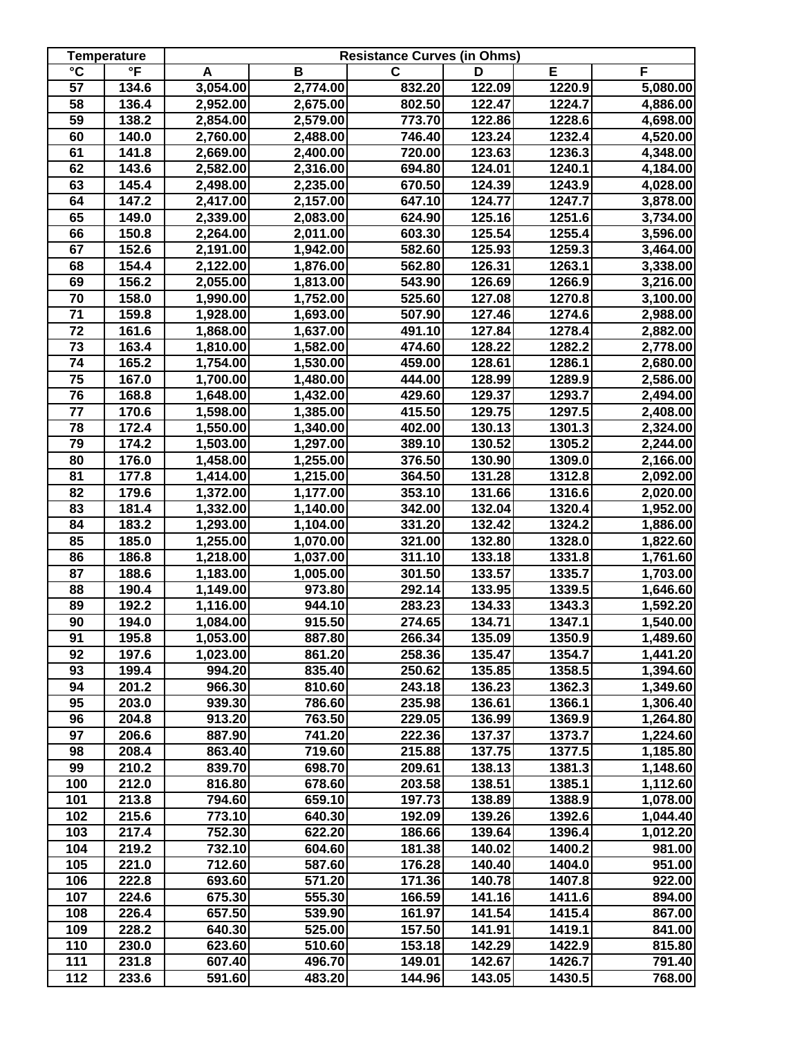| Temperature | | Resistance Curves (in Ohms) | | | | | |
|---|---|---|---|---|---|---|---|
| °C | °F | A | B | C | D | E | F |
| 57 | 134.6 | 3,054.00 | 2,774.00 | 832.20 | 122.09 | 1220.9 | 5,080.00 |
| 58 | 136.4 | 2,952.00 | 2,675.00 | 802.50 | 122.47 | 1224.7 | 4,886.00 |
| 59 | 138.2 | 2,854.00 | 2,579.00 | 773.70 | 122.86 | 1228.6 | 4,698.00 |
| 60 | 140.0 | 2,760.00 | 2,488.00 | 746.40 | 123.24 | 1232.4 | 4,520.00 |
| 61 | 141.8 | 2,669.00 | 2,400.00 | 720.00 | 123.63 | 1236.3 | 4,348.00 |
| 62 | 143.6 | 2,582.00 | 2,316.00 | 694.80 | 124.01 | 1240.1 | 4,184.00 |
| 63 | 145.4 | 2,498.00 | 2,235.00 | 670.50 | 124.39 | 1243.9 | 4,028.00 |
| 64 | 147.2 | 2,417.00 | 2,157.00 | 647.10 | 124.77 | 1247.7 | 3,878.00 |
| 65 | 149.0 | 2,339.00 | 2,083.00 | 624.90 | 125.16 | 1251.6 | 3,734.00 |
| 66 | 150.8 | 2,264.00 | 2,011.00 | 603.30 | 125.54 | 1255.4 | 3,596.00 |
| 67 | 152.6 | 2,191.00 | 1,942.00 | 582.60 | 125.93 | 1259.3 | 3,464.00 |
| 68 | 154.4 | 2,122.00 | 1,876.00 | 562.80 | 126.31 | 1263.1 | 3,338.00 |
| 69 | 156.2 | 2,055.00 | 1,813.00 | 543.90 | 126.69 | 1266.9 | 3,216.00 |
| 70 | 158.0 | 1,990.00 | 1,752.00 | 525.60 | 127.08 | 1270.8 | 3,100.00 |
| 71 | 159.8 | 1,928.00 | 1,693.00 | 507.90 | 127.46 | 1274.6 | 2,988.00 |
| 72 | 161.6 | 1,868.00 | 1,637.00 | 491.10 | 127.84 | 1278.4 | 2,882.00 |
| 73 | 163.4 | 1,810.00 | 1,582.00 | 474.60 | 128.22 | 1282.2 | 2,778.00 |
| 74 | 165.2 | 1,754.00 | 1,530.00 | 459.00 | 128.61 | 1286.1 | 2,680.00 |
| 75 | 167.0 | 1,700.00 | 1,480.00 | 444.00 | 128.99 | 1289.9 | 2,586.00 |
| 76 | 168.8 | 1,648.00 | 1,432.00 | 429.60 | 129.37 | 1293.7 | 2,494.00 |
| 77 | 170.6 | 1,598.00 | 1,385.00 | 415.50 | 129.75 | 1297.5 | 2,408.00 |
| 78 | 172.4 | 1,550.00 | 1,340.00 | 402.00 | 130.13 | 1301.3 | 2,324.00 |
| 79 | 174.2 | 1,503.00 | 1,297.00 | 389.10 | 130.52 | 1305.2 | 2,244.00 |
| 80 | 176.0 | 1,458.00 | 1,255.00 | 376.50 | 130.90 | 1309.0 | 2,166.00 |
| 81 | 177.8 | 1,414.00 | 1,215.00 | 364.50 | 131.28 | 1312.8 | 2,092.00 |
| 82 | 179.6 | 1,372.00 | 1,177.00 | 353.10 | 131.66 | 1316.6 | 2,020.00 |
| 83 | 181.4 | 1,332.00 | 1,140.00 | 342.00 | 132.04 | 1320.4 | 1,952.00 |
| 84 | 183.2 | 1,293.00 | 1,104.00 | 331.20 | 132.42 | 1324.2 | 1,886.00 |
| 85 | 185.0 | 1,255.00 | 1,070.00 | 321.00 | 132.80 | 1328.0 | 1,822.60 |
| 86 | 186.8 | 1,218.00 | 1,037.00 | 311.10 | 133.18 | 1331.8 | 1,761.60 |
| 87 | 188.6 | 1,183.00 | 1,005.00 | 301.50 | 133.57 | 1335.7 | 1,703.00 |
| 88 | 190.4 | 1,149.00 | 973.80 | 292.14 | 133.95 | 1339.5 | 1,646.60 |
| 89 | 192.2 | 1,116.00 | 944.10 | 283.23 | 134.33 | 1343.3 | 1,592.20 |
| 90 | 194.0 | 1,084.00 | 915.50 | 274.65 | 134.71 | 1347.1 | 1,540.00 |
| 91 | 195.8 | 1,053.00 | 887.80 | 266.34 | 135.09 | 1350.9 | 1,489.60 |
| 92 | 197.6 | 1,023.00 | 861.20 | 258.36 | 135.47 | 1354.7 | 1,441.20 |
| 93 | 199.4 | 994.20 | 835.40 | 250.62 | 135.85 | 1358.5 | 1,394.60 |
| 94 | 201.2 | 966.30 | 810.60 | 243.18 | 136.23 | 1362.3 | 1,349.60 |
| 95 | 203.0 | 939.30 | 786.60 | 235.98 | 136.61 | 1366.1 | 1,306.40 |
| 96 | 204.8 | 913.20 | 763.50 | 229.05 | 136.99 | 1369.9 | 1,264.80 |
| 97 | 206.6 | 887.90 | 741.20 | 222.36 | 137.37 | 1373.7 | 1,224.60 |
| 98 | 208.4 | 863.40 | 719.60 | 215.88 | 137.75 | 1377.5 | 1,185.80 |
| 99 | 210.2 | 839.70 | 698.70 | 209.61 | 138.13 | 1381.3 | 1,148.60 |
| 100 | 212.0 | 816.80 | 678.60 | 203.58 | 138.51 | 1385.1 | 1,112.60 |
| 101 | 213.8 | 794.60 | 659.10 | 197.73 | 138.89 | 1388.9 | 1,078.00 |
| 102 | 215.6 | 773.10 | 640.30 | 192.09 | 139.26 | 1392.6 | 1,044.40 |
| 103 | 217.4 | 752.30 | 622.20 | 186.66 | 139.64 | 1396.4 | 1,012.20 |
| 104 | 219.2 | 732.10 | 604.60 | 181.38 | 140.02 | 1400.2 | 981.00 |
| 105 | 221.0 | 712.60 | 587.60 | 176.28 | 140.40 | 1404.0 | 951.00 |
| 106 | 222.8 | 693.60 | 571.20 | 171.36 | 140.78 | 1407.8 | 922.00 |
| 107 | 224.6 | 675.30 | 555.30 | 166.59 | 141.16 | 1411.6 | 894.00 |
| 108 | 226.4 | 657.50 | 539.90 | 161.97 | 141.54 | 1415.4 | 867.00 |
| 109 | 228.2 | 640.30 | 525.00 | 157.50 | 141.91 | 1419.1 | 841.00 |
| 110 | 230.0 | 623.60 | 510.60 | 153.18 | 142.29 | 1422.9 | 815.80 |
| 111 | 231.8 | 607.40 | 496.70 | 149.01 | 142.67 | 1426.7 | 791.40 |
| 112 | 233.6 | 591.60 | 483.20 | 144.96 | 143.05 | 1430.5 | 768.00 |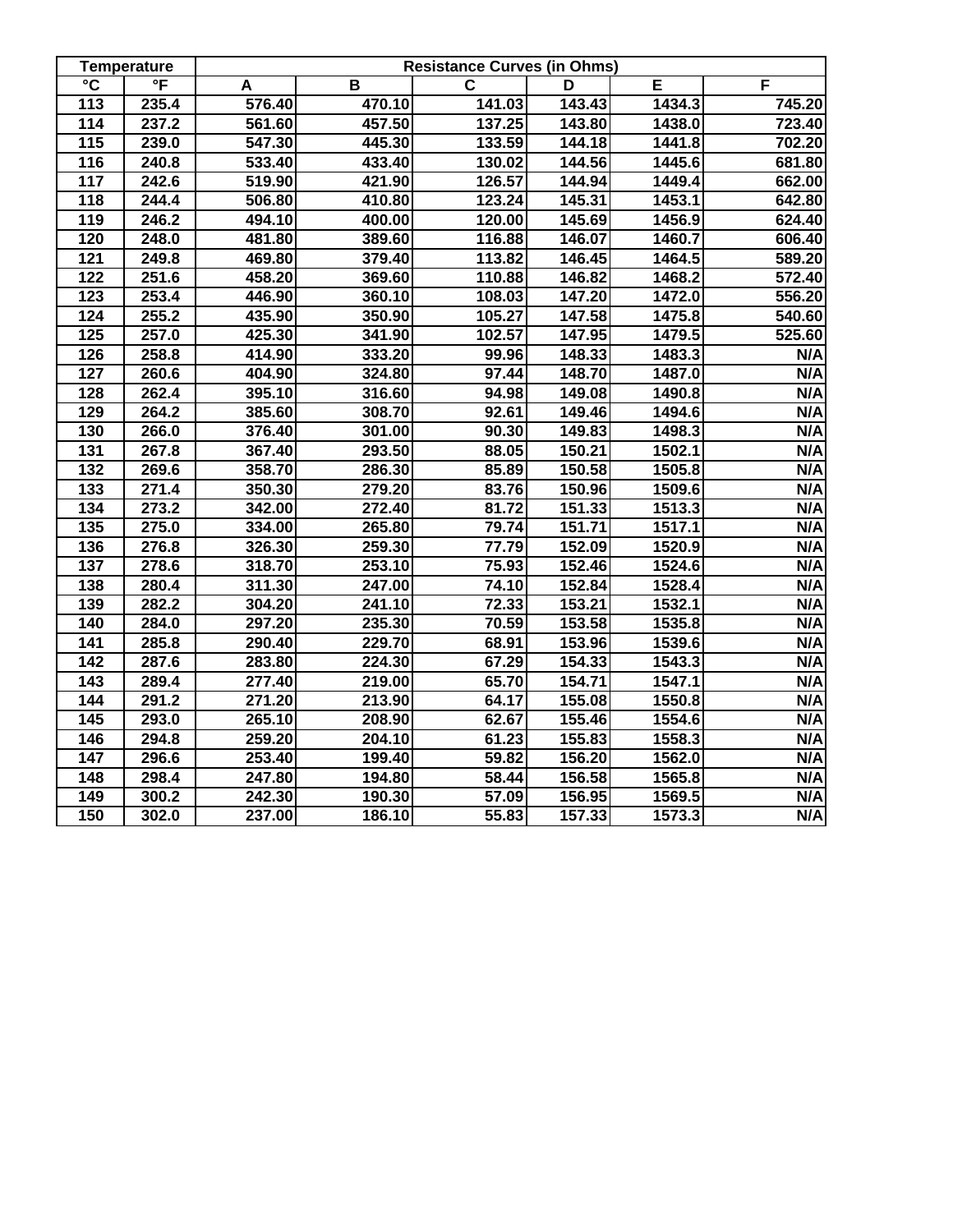| Temperature | | Resistance Curves (in Ohms) | | | | | |
|---|---|---|---|---|---|---|---|
| °C | °F | A | B | C | D | E | F |
| 113 | 235.4 | 576.40 | 470.10 | 141.03 | 143.43 | 1434.3 | 745.20 |
| 114 | 237.2 | 561.60 | 457.50 | 137.25 | 143.80 | 1438.0 | 723.40 |
| 115 | 239.0 | 547.30 | 445.30 | 133.59 | 144.18 | 1441.8 | 702.20 |
| 116 | 240.8 | 533.40 | 433.40 | 130.02 | 144.56 | 1445.6 | 681.80 |
| 117 | 242.6 | 519.90 | 421.90 | 126.57 | 144.94 | 1449.4 | 662.00 |
| 118 | 244.4 | 506.80 | 410.80 | 123.24 | 145.31 | 1453.1 | 642.80 |
| 119 | 246.2 | 494.10 | 400.00 | 120.00 | 145.69 | 1456.9 | 624.40 |
| 120 | 248.0 | 481.80 | 389.60 | 116.88 | 146.07 | 1460.7 | 606.40 |
| 121 | 249.8 | 469.80 | 379.40 | 113.82 | 146.45 | 1464.5 | 589.20 |
| 122 | 251.6 | 458.20 | 369.60 | 110.88 | 146.82 | 1468.2 | 572.40 |
| 123 | 253.4 | 446.90 | 360.10 | 108.03 | 147.20 | 1472.0 | 556.20 |
| 124 | 255.2 | 435.90 | 350.90 | 105.27 | 147.58 | 1475.8 | 540.60 |
| 125 | 257.0 | 425.30 | 341.90 | 102.57 | 147.95 | 1479.5 | 525.60 |
| 126 | 258.8 | 414.90 | 333.20 | 99.96 | 148.33 | 1483.3 | N/A |
| 127 | 260.6 | 404.90 | 324.80 | 97.44 | 148.70 | 1487.0 | N/A |
| 128 | 262.4 | 395.10 | 316.60 | 94.98 | 149.08 | 1490.8 | N/A |
| 129 | 264.2 | 385.60 | 308.70 | 92.61 | 149.46 | 1494.6 | N/A |
| 130 | 266.0 | 376.40 | 301.00 | 90.30 | 149.83 | 1498.3 | N/A |
| 131 | 267.8 | 367.40 | 293.50 | 88.05 | 150.21 | 1502.1 | N/A |
| 132 | 269.6 | 358.70 | 286.30 | 85.89 | 150.58 | 1505.8 | N/A |
| 133 | 271.4 | 350.30 | 279.20 | 83.76 | 150.96 | 1509.6 | N/A |
| 134 | 273.2 | 342.00 | 272.40 | 81.72 | 151.33 | 1513.3 | N/A |
| 135 | 275.0 | 334.00 | 265.80 | 79.74 | 151.71 | 1517.1 | N/A |
| 136 | 276.8 | 326.30 | 259.30 | 77.79 | 152.09 | 1520.9 | N/A |
| 137 | 278.6 | 318.70 | 253.10 | 75.93 | 152.46 | 1524.6 | N/A |
| 138 | 280.4 | 311.30 | 247.00 | 74.10 | 152.84 | 1528.4 | N/A |
| 139 | 282.2 | 304.20 | 241.10 | 72.33 | 153.21 | 1532.1 | N/A |
| 140 | 284.0 | 297.20 | 235.30 | 70.59 | 153.58 | 1535.8 | N/A |
| 141 | 285.8 | 290.40 | 229.70 | 68.91 | 153.96 | 1539.6 | N/A |
| 142 | 287.6 | 283.80 | 224.30 | 67.29 | 154.33 | 1543.3 | N/A |
| 143 | 289.4 | 277.40 | 219.00 | 65.70 | 154.71 | 1547.1 | N/A |
| 144 | 291.2 | 271.20 | 213.90 | 64.17 | 155.08 | 1550.8 | N/A |
| 145 | 293.0 | 265.10 | 208.90 | 62.67 | 155.46 | 1554.6 | N/A |
| 146 | 294.8 | 259.20 | 204.10 | 61.23 | 155.83 | 1558.3 | N/A |
| 147 | 296.6 | 253.40 | 199.40 | 59.82 | 156.20 | 1562.0 | N/A |
| 148 | 298.4 | 247.80 | 194.80 | 58.44 | 156.58 | 1565.8 | N/A |
| 149 | 300.2 | 242.30 | 190.30 | 57.09 | 156.95 | 1569.5 | N/A |
| 150 | 302.0 | 237.00 | 186.10 | 55.83 | 157.33 | 1573.3 | N/A |